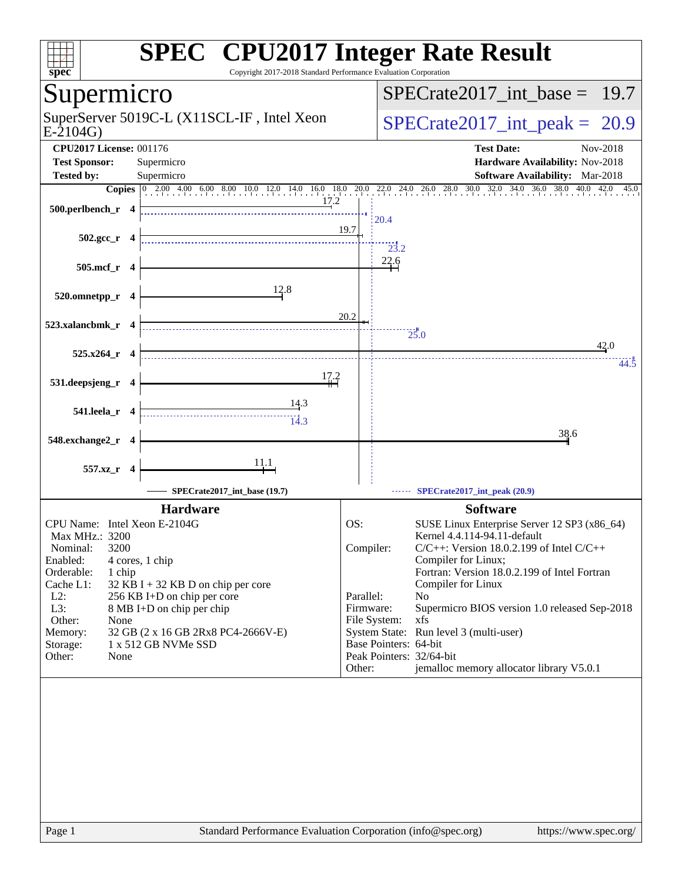# SPEC CPU2017 Integer Rate Result

Copyright 2017-2018 Standard Performance Evaluation Corporation

## Supermicro

SuperServer 5019C-L (X11SCL-IF , Intel Xeon E-2104G)

SPECrate2017_int_base = 19.7

SPECrate2017_int_peak = 20.9

**CPU2017 License:** 001176
**Test Sponsor:** Supermicro
**Tested by:** Supermicro

**Test Date:** Nov-2018
**Hardware Availability:** Nov-2018
**Software Availability:** Mar-2018

| Benchmark | Copies | Base | Peak |
|---|---|---|---|
| 500.perlbench_r | 4 | 17.2 | 20.4 |
| 502.gcc_r | 4 | 19.7 | 23.2 |
| 505.mcf_r | 4 | 22.6 | |
| 520.omnetpp_r | 4 | 12.8 | |
| 523.xalancbmk_r | 4 | 20.2 | 25.0 |
| 525.x264_r | 4 | 42.0 | 44.5 |
| 531.deepsjeng_r | 4 | 17.2 | |
| 541.leela_r | 4 | 14.3 | 14.3 |
| 548.exchange2_r | 4 | 38.6 | |
| 557.xz_r | 4 | 11.1 | |

SPECrate2017_int_base (19.7) — SPECrate2017_int_peak (20.9)

### Hardware

| | |
|---|---|
| CPU Name: | Intel Xeon E-2104G |
| Max MHz.: | 3200 |
| Nominal: | 3200 |
| Enabled: | 4 cores, 1 chip |
| Orderable: | 1 chip |
| Cache L1: | 32 KB I + 32 KB D on chip per core |
| L2: | 256 KB I+D on chip per core |
| L3: | 8 MB I+D on chip per chip |
| Other: | None |
| Memory: | 32 GB (2 x 16 GB 2Rx8 PC4-2666V-E) |
| Storage: | 1 x 512 GB NVMe SSD |
| Other: | None |

### Software

| | |
|---|---|
| OS: | SUSE Linux Enterprise Server 12 SP3 (x86_64) Kernel 4.4.114-94.11-default |
| Compiler: | C/C++: Version 18.0.2.199 of Intel C/C++ Compiler for Linux; Fortran: Version 18.0.2.199 of Intel Fortran Compiler for Linux |
| Parallel: | No |
| Firmware: | Supermicro BIOS version 1.0 released Sep-2018 |
| File System: | xfs |
| System State: | Run level 3 (multi-user) |
| Base Pointers: | 64-bit |
| Peak Pointers: | 32/64-bit |
| Other: | jemalloc memory allocator library V5.0.1 |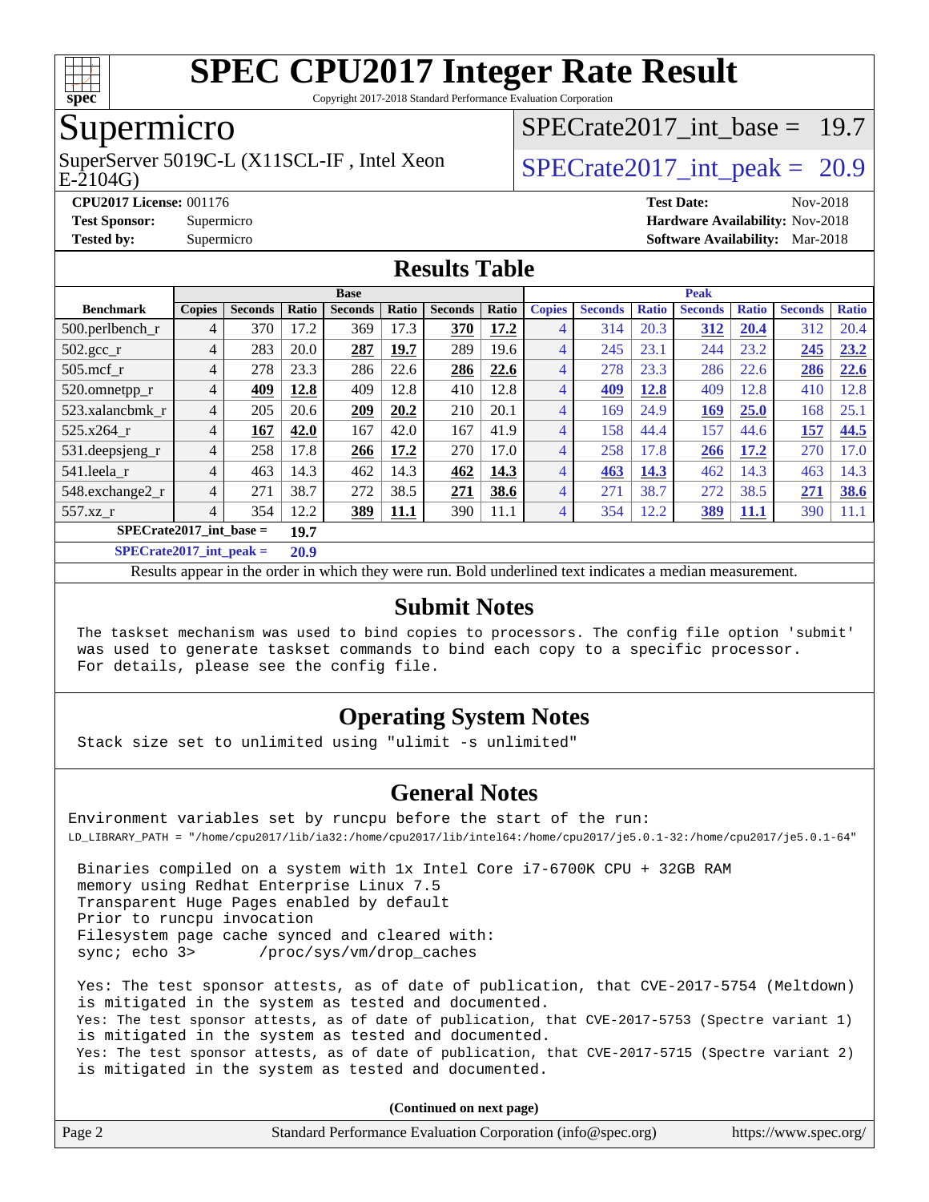# SPEC CPU2017 Integer Rate Result

Copyright 2017-2018 Standard Performance Evaluation Corporation

## Supermicro

SuperServer 5019C-L (X11SCL-IF , Intel Xeon E-2104G)

SPECrate2017_int_base = 19.7

SPECrate2017_int_peak = 20.9

**CPU2017 License:** 001176
**Test Sponsor:** Supermicro
**Tested by:** Supermicro

**Test Date:** Nov-2018
**Hardware Availability:** Nov-2018
**Software Availability:** Mar-2018

## Results Table

| Benchmark | Base | | | | | | | Peak | | | | | | |
|---|---|---|---|---|---|---|---|---|---|---|---|---|---|---|
| | Copies | Seconds | Ratio | Seconds | Ratio | Seconds | Ratio | Copies | Seconds | Ratio | Seconds | Ratio | Seconds | Ratio |
| 500.perlbench_r | 4 | 370 | 17.2 | 369 | 17.3 | **370** | **17.2** | 4 | 314 | 20.3 | **312** | **20.4** | 312 | 20.4 |
| 502.gcc_r | 4 | 283 | 20.0 | **287** | **19.7** | 289 | 19.6 | 4 | 245 | 23.1 | 244 | 23.2 | **245** | **23.2** |
| 505.mcf_r | 4 | 278 | 23.3 | 286 | 22.6 | **286** | **22.6** | 4 | 278 | 23.3 | 286 | 22.6 | **286** | **22.6** |
| 520.omnetpp_r | 4 | **409** | **12.8** | 409 | 12.8 | 410 | 12.8 | 4 | **409** | **12.8** | 409 | 12.8 | 410 | 12.8 |
| 523.xalancbmk_r | 4 | 205 | 20.6 | **209** | **20.2** | 210 | 20.1 | 4 | 169 | 24.9 | **169** | **25.0** | 168 | 25.1 |
| 525.x264_r | 4 | **167** | **42.0** | 167 | 42.0 | 167 | 41.9 | 4 | 158 | 44.4 | 157 | 44.6 | **157** | **44.5** |
| 531.deepsjeng_r | 4 | 258 | 17.8 | **266** | **17.2** | 270 | 17.0 | 4 | 258 | 17.8 | **266** | **17.2** | 270 | 17.0 |
| 541.leela_r | 4 | 463 | 14.3 | 462 | 14.3 | **462** | **14.3** | 4 | **463** | **14.3** | 462 | 14.3 | 463 | 14.3 |
| 548.exchange2_r | 4 | 271 | 38.7 | 272 | 38.5 | **271** | **38.6** | 4 | 271 | 38.7 | 272 | 38.5 | **271** | **38.6** |
| 557.xz_r | 4 | 354 | 12.2 | **389** | **11.1** | 390 | 11.1 | 4 | 354 | 12.2 | **389** | **11.1** | 390 | 11.1 |

**SPECrate2017_int_base = 19.7**

**SPECrate2017_int_peak = 20.9**

Results appear in the order in which they were run. Bold underlined text indicates a median measurement.

## Submit Notes

The taskset mechanism was used to bind copies to processors. The config file option 'submit' was used to generate taskset commands to bind each copy to a specific processor. For details, please see the config file.

## Operating System Notes

Stack size set to unlimited using "ulimit -s unlimited"

## General Notes

Environment variables set by runcpu before the start of the run:
LD_LIBRARY_PATH = "/home/cpu2017/lib/ia32:/home/cpu2017/lib/intel64:/home/cpu2017/je5.0.1-32:/home/cpu2017/je5.0.1-64"

Binaries compiled on a system with 1x Intel Core i7-6700K CPU + 32GB RAM memory using Redhat Enterprise Linux 7.5
Transparent Huge Pages enabled by default
Prior to runcpu invocation
Filesystem page cache synced and cleared with:
sync; echo 3> /proc/sys/vm/drop_caches

Yes: The test sponsor attests, as of date of publication, that CVE-2017-5754 (Meltdown) is mitigated in the system as tested and documented.
Yes: The test sponsor attests, as of date of publication, that CVE-2017-5753 (Spectre variant 1) is mitigated in the system as tested and documented.
Yes: The test sponsor attests, as of date of publication, that CVE-2017-5715 (Spectre variant 2) is mitigated in the system as tested and documented.

**(Continued on next page)**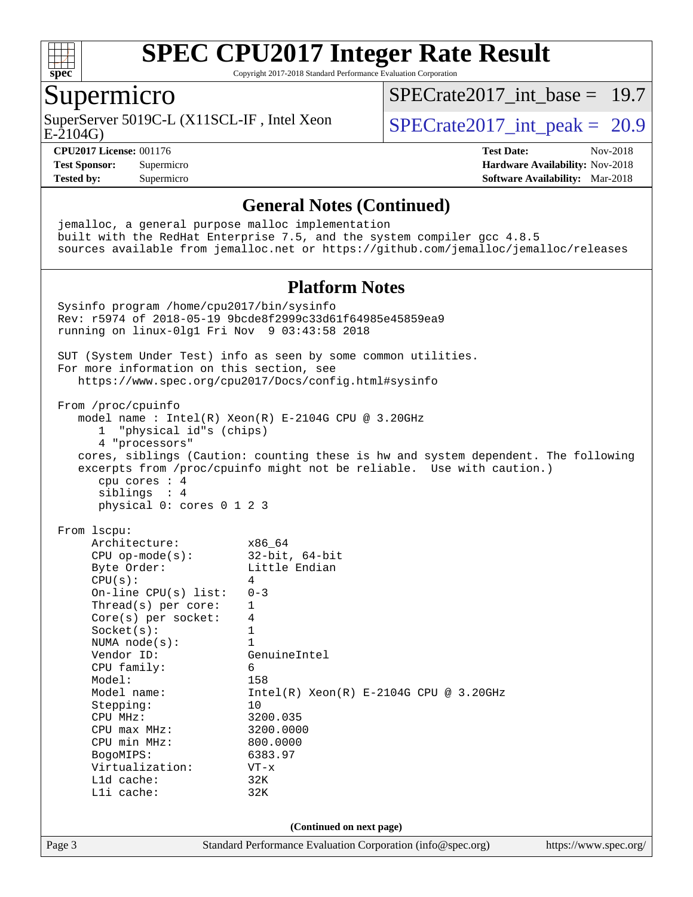# SPEC CPU2017 Integer Rate Result

Copyright 2017-2018 Standard Performance Evaluation Corporation

## Supermicro

SuperServer 5019C-L (X11SCL-IF , Intel Xeon E-2104G)

SPECrate2017_int_base = 19.7

SPECrate2017_int_peak = 20.9

**CPU2017 License:** 001176
**Test Sponsor:** Supermicro
**Tested by:** Supermicro

**Test Date:** Nov-2018
**Hardware Availability:** Nov-2018
**Software Availability:** Mar-2018

### General Notes (Continued)

```
jemalloc, a general purpose malloc implementation
built with the RedHat Enterprise 7.5, and the system compiler gcc 4.8.5
sources available from jemalloc.net or https://github.com/jemalloc/jemalloc/releases
```

### Platform Notes

```
Sysinfo program /home/cpu2017/bin/sysinfo
Rev: r5974 of 2018-05-19 9bcde8f2999c33d61f64985e45859ea9
running on linux-0lg1 Fri Nov  9 03:43:58 2018

SUT (System Under Test) info as seen by some common utilities.
For more information on this section, see
   https://www.spec.org/cpu2017/Docs/config.html#sysinfo

From /proc/cpuinfo
   model name : Intel(R) Xeon(R) E-2104G CPU @ 3.20GHz
      1  "physical id"s (chips)
      4 "processors"
   cores, siblings (Caution: counting these is hw and system dependent. The following
   excerpts from /proc/cpuinfo might not be reliable.  Use with caution.)
      cpu cores : 4
      siblings  : 4
      physical 0: cores 0 1 2 3

From lscpu:
     Architecture:          x86_64
     CPU op-mode(s):        32-bit, 64-bit
     Byte Order:            Little Endian
     CPU(s):                4
     On-line CPU(s) list:   0-3
     Thread(s) per core:    1
     Core(s) per socket:    4
     Socket(s):             1
     NUMA node(s):          1
     Vendor ID:             GenuineIntel
     CPU family:            6
     Model:                 158
     Model name:            Intel(R) Xeon(R) E-2104G CPU @ 3.20GHz
     Stepping:              10
     CPU MHz:               3200.035
     CPU max MHz:           3200.0000
     CPU min MHz:           800.0000
     BogoMIPS:              6383.97
     Virtualization:        VT-x
     L1d cache:             32K
     L1i cache:             32K
```

(Continued on next page)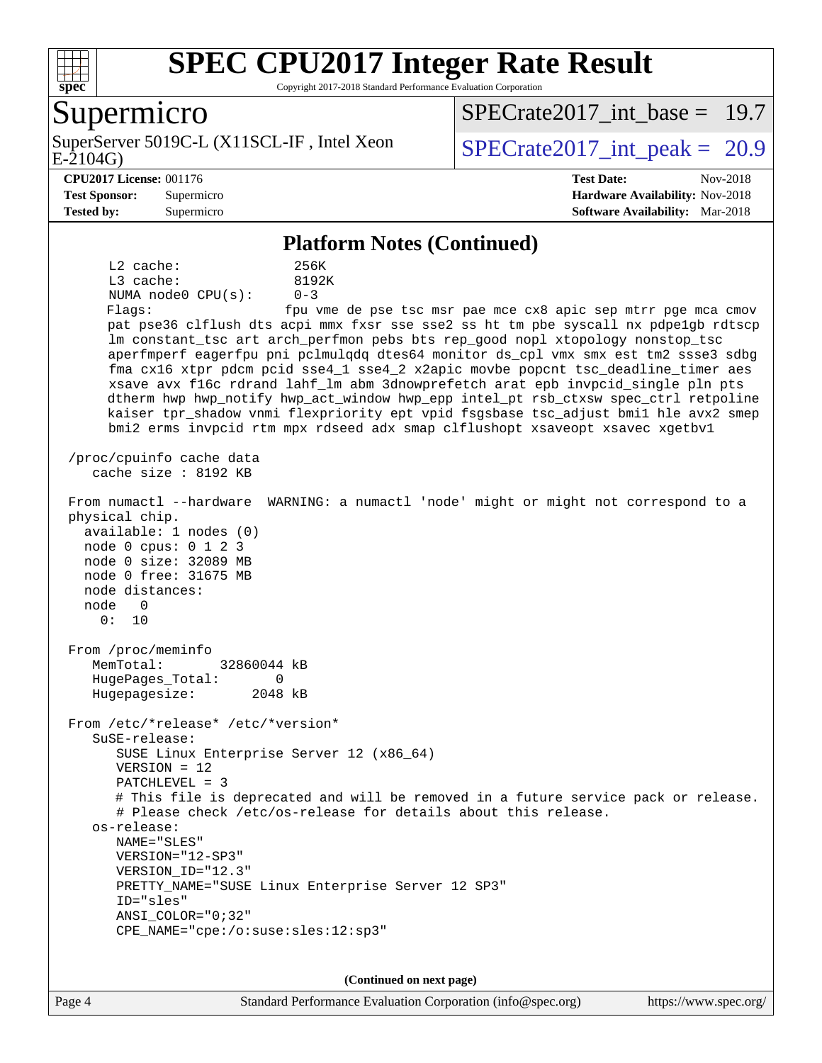# SPEC CPU2017 Integer Rate Result

Copyright 2017-2018 Standard Performance Evaluation Corporation

## Supermicro

SuperServer 5019C-L (X11SCL-IF , Intel Xeon E-2104G)

SPECrate2017_int_base = 19.7

SPECrate2017_int_peak = 20.9

**CPU2017 License:** 001176
**Test Sponsor:** Supermicro
**Tested by:** Supermicro

**Test Date:** Nov-2018
**Hardware Availability:** Nov-2018
**Software Availability:** Mar-2018

### Platform Notes (Continued)

```
     L2 cache:              256K
     L3 cache:              8192K
     NUMA node0 CPU(s):     0-3
     Flags:                 fpu vme de pse tsc msr pae mce cx8 apic sep mtrr pge mca cmov
     pat pse36 clflush dts acpi mmx fxsr sse sse2 ss ht tm pbe syscall nx pdpe1gb rdtscp
     lm constant_tsc art arch_perfmon pebs bts rep_good nopl xtopology nonstop_tsc
     aperfmperf eagerfpu pni pclmulqdq dtes64 monitor ds_cpl vmx smx est tm2 ssse3 sdbg
     fma cx16 xtpr pdcm pcid sse4_1 sse4_2 x2apic movbe popcnt tsc_deadline_timer aes
     xsave avx f16c rdrand lahf_lm abm 3dnowprefetch arat epb invpcid_single pln pts
     dtherm hwp hwp_notify hwp_act_window hwp_epp intel_pt rsb_ctxsw spec_ctrl retpoline
     kaiser tpr_shadow vnmi flexpriority ept vpid fsgsbase tsc_adjust bmi1 hle avx2 smep
     bmi2 erms invpcid rtm mpx rdseed adx smap clflushopt xsaveopt xsavec xgetbv1

 /proc/cpuinfo cache data
    cache size : 8192 KB

 From numactl --hardware  WARNING: a numactl 'node' might or might not correspond to a
 physical chip.
   available: 1 nodes (0)
   node 0 cpus: 0 1 2 3
   node 0 size: 32089 MB
   node 0 free: 31675 MB
   node distances:
   node   0
     0:  10

 From /proc/meminfo
    MemTotal:       32860044 kB
    HugePages_Total:       0
    Hugepagesize:       2048 kB

 From /etc/*release* /etc/*version*
    SuSE-release:
       SUSE Linux Enterprise Server 12 (x86_64)
       VERSION = 12
       PATCHLEVEL = 3
       # This file is deprecated and will be removed in a future service pack or release.
       # Please check /etc/os-release for details about this release.
    os-release:
       NAME="SLES"
       VERSION="12-SP3"
       VERSION_ID="12.3"
       PRETTY_NAME="SUSE Linux Enterprise Server 12 SP3"
       ID="sles"
       ANSI_COLOR="0;32"
       CPE_NAME="cpe:/o:suse:sles:12:sp3"
```

**(Continued on next page)**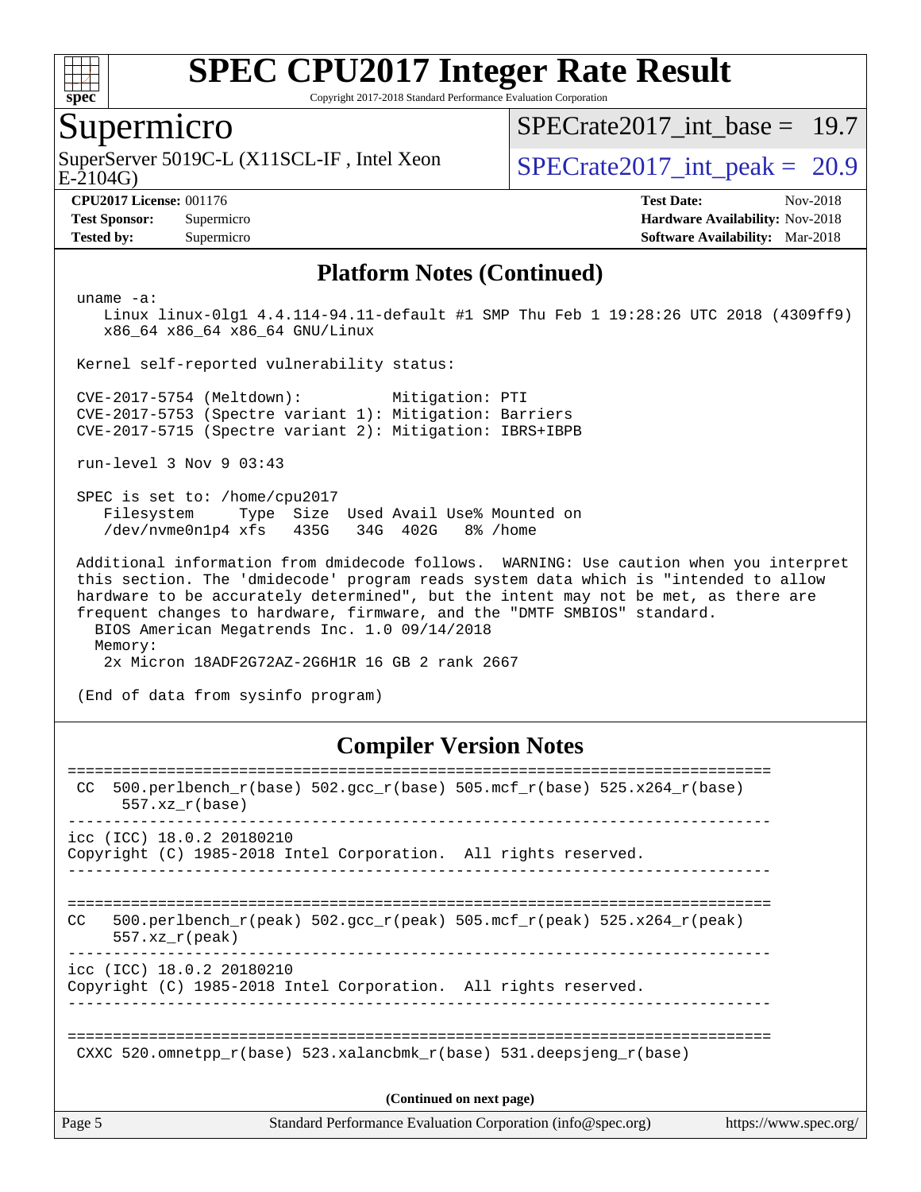## Platform Notes (Continued)

```
uname -a:
   Linux linux-0lg1 4.4.114-94.11-default #1 SMP Thu Feb 1 19:28:26 UTC 2018 (4309ff9)
   x86_64 x86_64 x86_64 GNU/Linux

Kernel self-reported vulnerability status:

CVE-2017-5754 (Meltdown):          Mitigation: PTI
CVE-2017-5753 (Spectre variant 1): Mitigation: Barriers
CVE-2017-5715 (Spectre variant 2): Mitigation: IBRS+IBPB

run-level 3 Nov 9 03:43

SPEC is set to: /home/cpu2017
   Filesystem     Type  Size  Used Avail Use% Mounted on
   /dev/nvme0n1p4 xfs   435G   34G  402G   8% /home

Additional information from dmidecode follows.  WARNING: Use caution when you interpret
this section. The 'dmidecode' program reads system data which is "intended to allow
hardware to be accurately determined", but the intent may not be met, as there are
frequent changes to hardware, firmware, and the "DMTF SMBIOS" standard.
  BIOS American Megatrends Inc. 1.0 09/14/2018
  Memory:
   2x Micron 18ADF2G72AZ-2G6H1R 16 GB 2 rank 2667

(End of data from sysinfo program)
```

## Compiler Version Notes

```
==============================================================================
 CC  500.perlbench_r(base) 502.gcc_r(base) 505.mcf_r(base) 525.x264_r(base)
      557.xz_r(base)
------------------------------------------------------------------------------
icc (ICC) 18.0.2 20180210
Copyright (C) 1985-2018 Intel Corporation.  All rights reserved.
------------------------------------------------------------------------------

==============================================================================
CC   500.perlbench_r(peak) 502.gcc_r(peak) 505.mcf_r(peak) 525.x264_r(peak)
     557.xz_r(peak)
------------------------------------------------------------------------------
icc (ICC) 18.0.2 20180210
Copyright (C) 1985-2018 Intel Corporation.  All rights reserved.
------------------------------------------------------------------------------

==============================================================================
 CXXC 520.omnetpp_r(base) 523.xalancbmk_r(base) 531.deepsjeng_r(base)
```

**(Continued on next page)**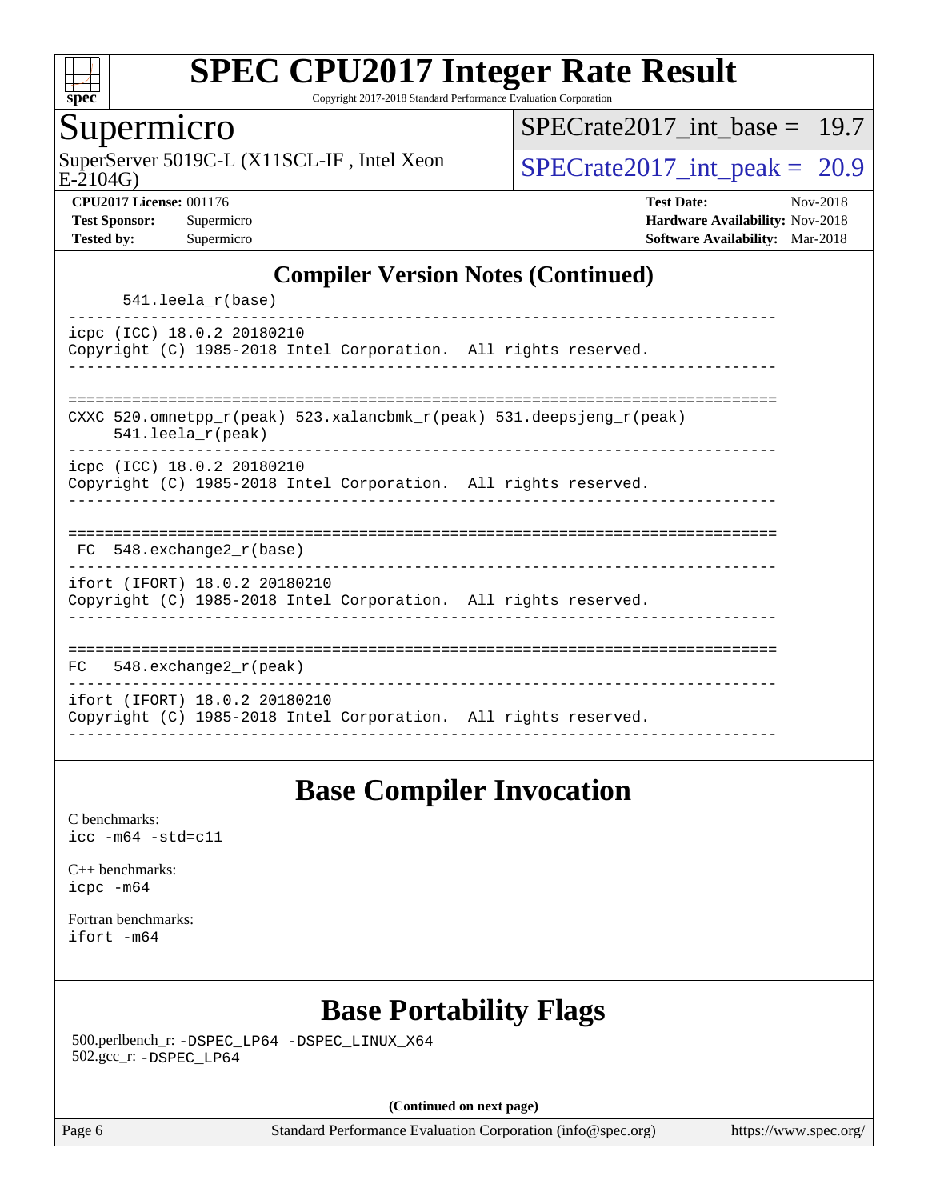## Compiler Version Notes (Continued)

```
      541.leela_r(base)
------------------------------------------------------------------------------
icpc (ICC) 18.0.2 20180210
Copyright (C) 1985-2018 Intel Corporation.  All rights reserved.
------------------------------------------------------------------------------

==============================================================================
CXXC 520.omnetpp_r(peak) 523.xalancbmk_r(peak) 531.deepsjeng_r(peak)
     541.leela_r(peak)
------------------------------------------------------------------------------
icpc (ICC) 18.0.2 20180210
Copyright (C) 1985-2018 Intel Corporation.  All rights reserved.
------------------------------------------------------------------------------

==============================================================================
 FC  548.exchange2_r(base)
------------------------------------------------------------------------------
ifort (IFORT) 18.0.2 20180210
Copyright (C) 1985-2018 Intel Corporation.  All rights reserved.
------------------------------------------------------------------------------

==============================================================================
FC   548.exchange2_r(peak)
------------------------------------------------------------------------------
ifort (IFORT) 18.0.2 20180210
Copyright (C) 1985-2018 Intel Corporation.  All rights reserved.
------------------------------------------------------------------------------
```

## Base Compiler Invocation

C benchmarks:
`icc -m64 -std=c11`

C++ benchmarks:
`icpc -m64`

Fortran benchmarks:
`ifort -m64`

## Base Portability Flags

500.perlbench_r: `-DSPEC_LP64 -DSPEC_LINUX_X64`
502.gcc_r: `-DSPEC_LP64`

**(Continued on next page)**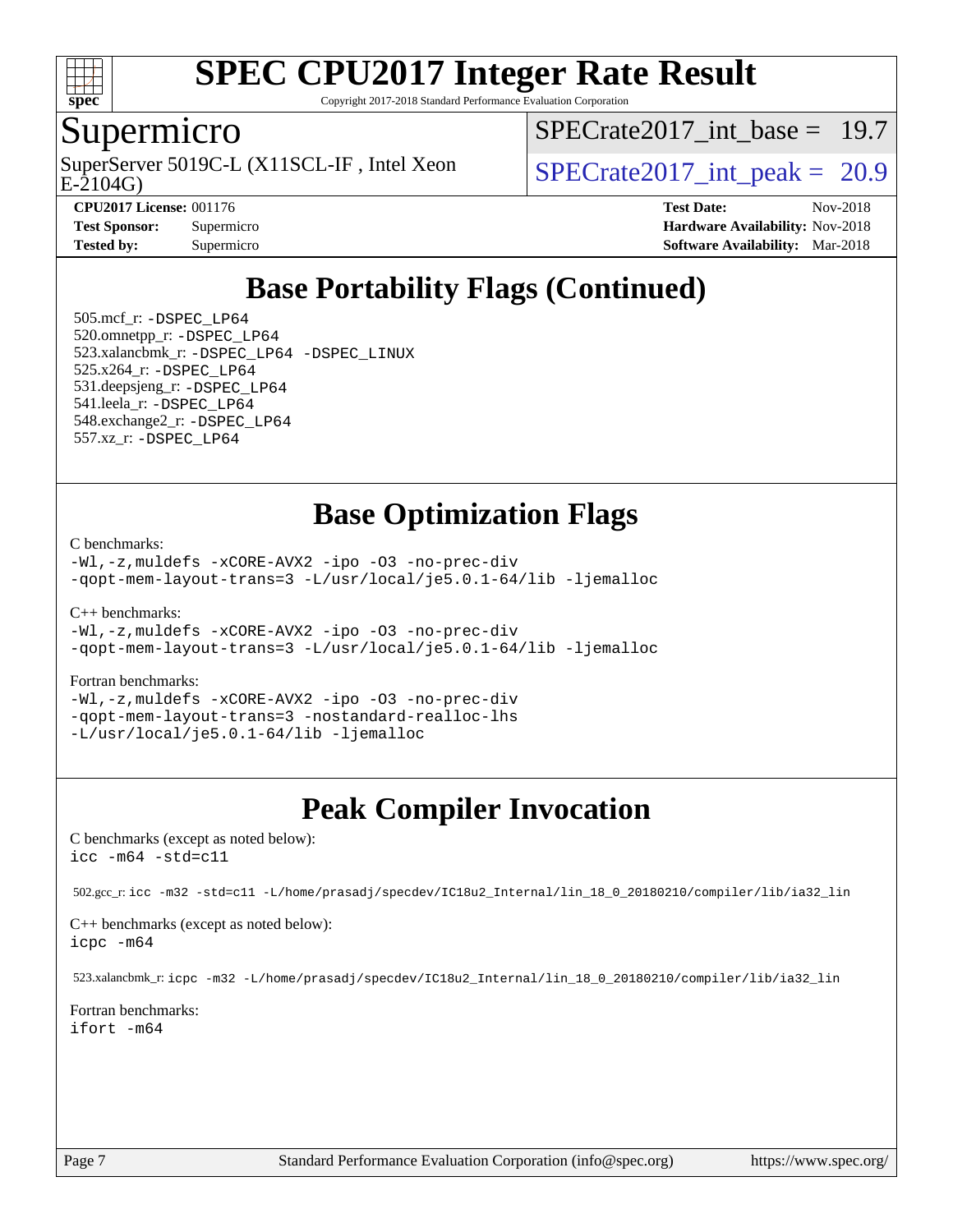## Base Portability Flags (Continued)

505.mcf_r: -DSPEC_LP64
520.omnetpp_r: -DSPEC_LP64
523.xalancbmk_r: -DSPEC_LP64 -DSPEC_LINUX
525.x264_r: -DSPEC_LP64
531.deepsjeng_r: -DSPEC_LP64
541.leela_r: -DSPEC_LP64
548.exchange2_r: -DSPEC_LP64
557.xz_r: -DSPEC_LP64

## Base Optimization Flags

C benchmarks:
```
-Wl,-z,muldefs -xCORE-AVX2 -ipo -O3 -no-prec-div
-qopt-mem-layout-trans=3 -L/usr/local/je5.0.1-64/lib -ljemalloc
```

C++ benchmarks:
```
-Wl,-z,muldefs -xCORE-AVX2 -ipo -O3 -no-prec-div
-qopt-mem-layout-trans=3 -L/usr/local/je5.0.1-64/lib -ljemalloc
```

Fortran benchmarks:
```
-Wl,-z,muldefs -xCORE-AVX2 -ipo -O3 -no-prec-div
-qopt-mem-layout-trans=3 -nostandard-realloc-lhs
-L/usr/local/je5.0.1-64/lib -ljemalloc
```

## Peak Compiler Invocation

C benchmarks (except as noted below):
```
icc -m64 -std=c11
```

502.gcc_r: icc -m32 -std=c11 -L/home/prasadj/specdev/IC18u2_Internal/lin_18_0_20180210/compiler/lib/ia32_lin

C++ benchmarks (except as noted below):
```
icpc -m64
```

523.xalancbmk_r: icpc -m32 -L/home/prasadj/specdev/IC18u2_Internal/lin_18_0_20180210/compiler/lib/ia32_lin

Fortran benchmarks:
```
ifort -m64
```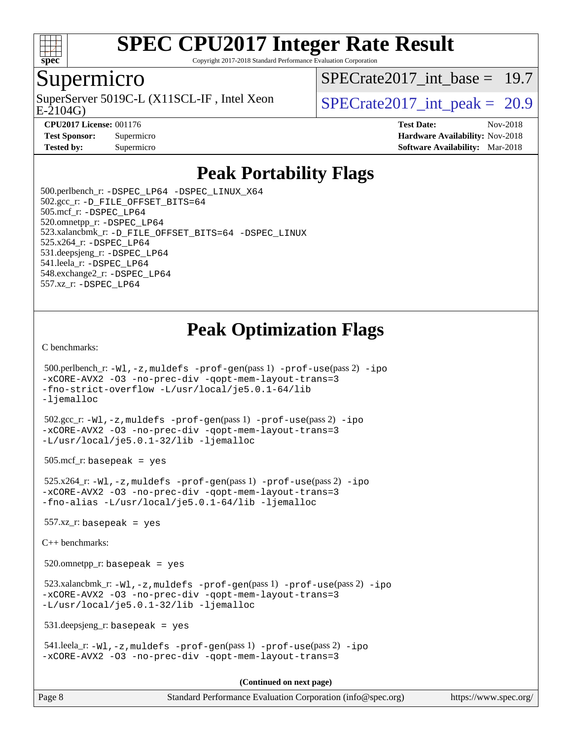# SPEC CPU2017 Integer Rate Result

Copyright 2017-2018 Standard Performance Evaluation Corporation

## Supermicro

SuperServer 5019C-L (X11SCL-IF , Intel Xeon E-2104G)

SPECrate2017_int_base = 19.7

SPECrate2017_int_peak = 20.9

**CPU2017 License:** 001176
**Test Sponsor:** Supermicro
**Tested by:** Supermicro

**Test Date:** Nov-2018
**Hardware Availability:** Nov-2018
**Software Availability:** Mar-2018

## Peak Portability Flags

500.perlbench_r: -DSPEC_LP64 -DSPEC_LINUX_X64
502.gcc_r: -D_FILE_OFFSET_BITS=64
505.mcf_r: -DSPEC_LP64
520.omnetpp_r: -DSPEC_LP64
523.xalancbmk_r: -D_FILE_OFFSET_BITS=64 -DSPEC_LINUX
525.x264_r: -DSPEC_LP64
531.deepsjeng_r: -DSPEC_LP64
541.leela_r: -DSPEC_LP64
548.exchange2_r: -DSPEC_LP64
557.xz_r: -DSPEC_LP64

## Peak Optimization Flags

C benchmarks:

500.perlbench_r: -Wl,-z,muldefs -prof-gen(pass 1) -prof-use(pass 2) -ipo -xCORE-AVX2 -O3 -no-prec-div -qopt-mem-layout-trans=3 -fno-strict-overflow -L/usr/local/je5.0.1-64/lib -ljemalloc

502.gcc_r: -Wl,-z,muldefs -prof-gen(pass 1) -prof-use(pass 2) -ipo -xCORE-AVX2 -O3 -no-prec-div -qopt-mem-layout-trans=3 -L/usr/local/je5.0.1-32/lib -ljemalloc

505.mcf_r: basepeak = yes

525.x264_r: -Wl,-z,muldefs -prof-gen(pass 1) -prof-use(pass 2) -ipo -xCORE-AVX2 -O3 -no-prec-div -qopt-mem-layout-trans=3 -fno-alias -L/usr/local/je5.0.1-64/lib -ljemalloc

557.xz_r: basepeak = yes

C++ benchmarks:

520.omnetpp_r: basepeak = yes

523.xalancbmk_r: -Wl,-z,muldefs -prof-gen(pass 1) -prof-use(pass 2) -ipo -xCORE-AVX2 -O3 -no-prec-div -qopt-mem-layout-trans=3 -L/usr/local/je5.0.1-32/lib -ljemalloc

531.deepsjeng_r: basepeak = yes

541.leela_r: -Wl,-z,muldefs -prof-gen(pass 1) -prof-use(pass 2) -ipo -xCORE-AVX2 -O3 -no-prec-div -qopt-mem-layout-trans=3

**(Continued on next page)**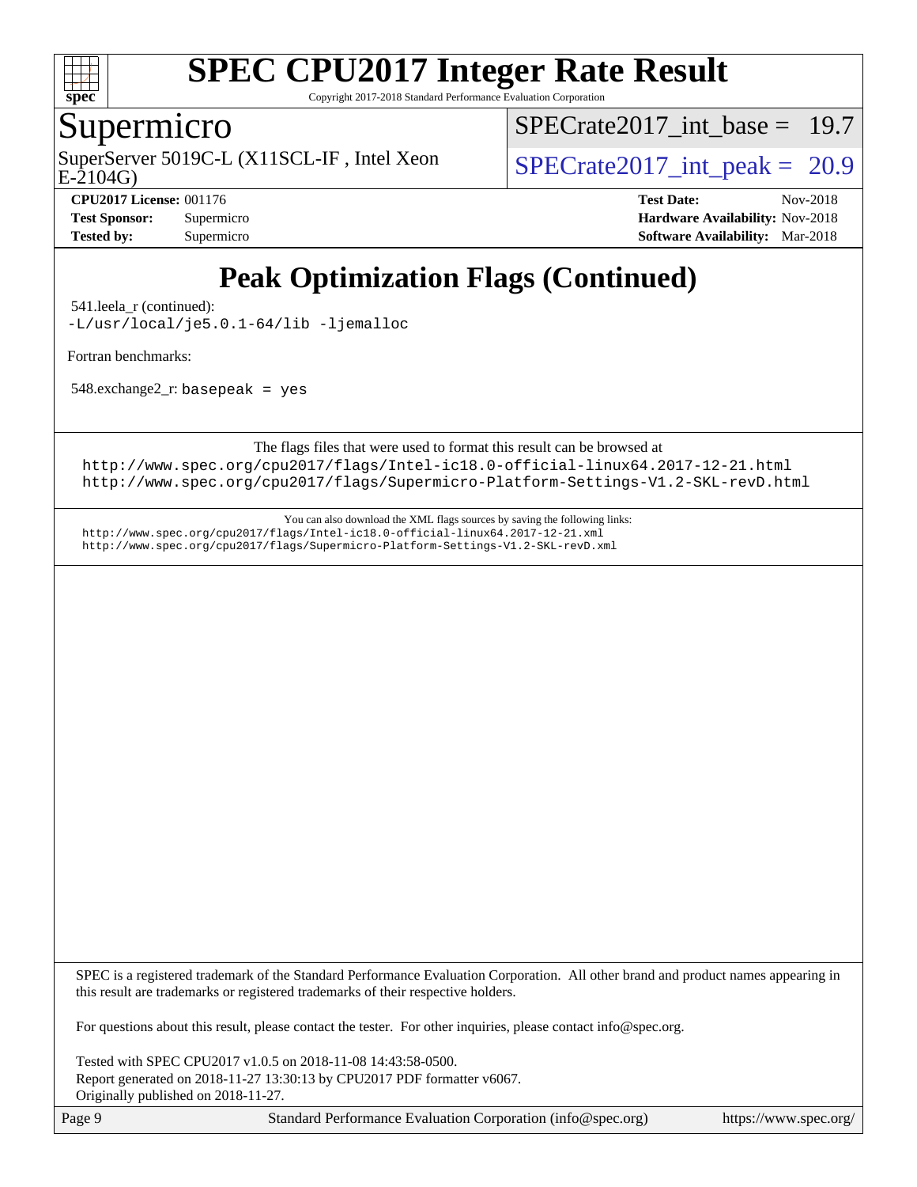# Peak Optimization Flags (Continued)

541.leela_r (continued):
-L/usr/local/je5.0.1-64/lib -ljemalloc

Fortran benchmarks:

548.exchange2_r: basepeak = yes

The flags files that were used to format this result can be browsed at
http://www.spec.org/cpu2017/flags/Intel-ic18.0-official-linux64.2017-12-21.html
http://www.spec.org/cpu2017/flags/Supermicro-Platform-Settings-V1.2-SKL-revD.html

You can also download the XML flags sources by saving the following links:
http://www.spec.org/cpu2017/flags/Intel-ic18.0-official-linux64.2017-12-21.xml
http://www.spec.org/cpu2017/flags/Supermicro-Platform-Settings-V1.2-SKL-revD.xml

SPEC is a registered trademark of the Standard Performance Evaluation Corporation. All other brand and product names appearing in this result are trademarks or registered trademarks of their respective holders.

For questions about this result, please contact the tester. For other inquiries, please contact info@spec.org.

Tested with SPEC CPU2017 v1.0.5 on 2018-11-08 14:43:58-0500.
Report generated on 2018-11-27 13:30:13 by CPU2017 PDF formatter v6067.
Originally published on 2018-11-27.